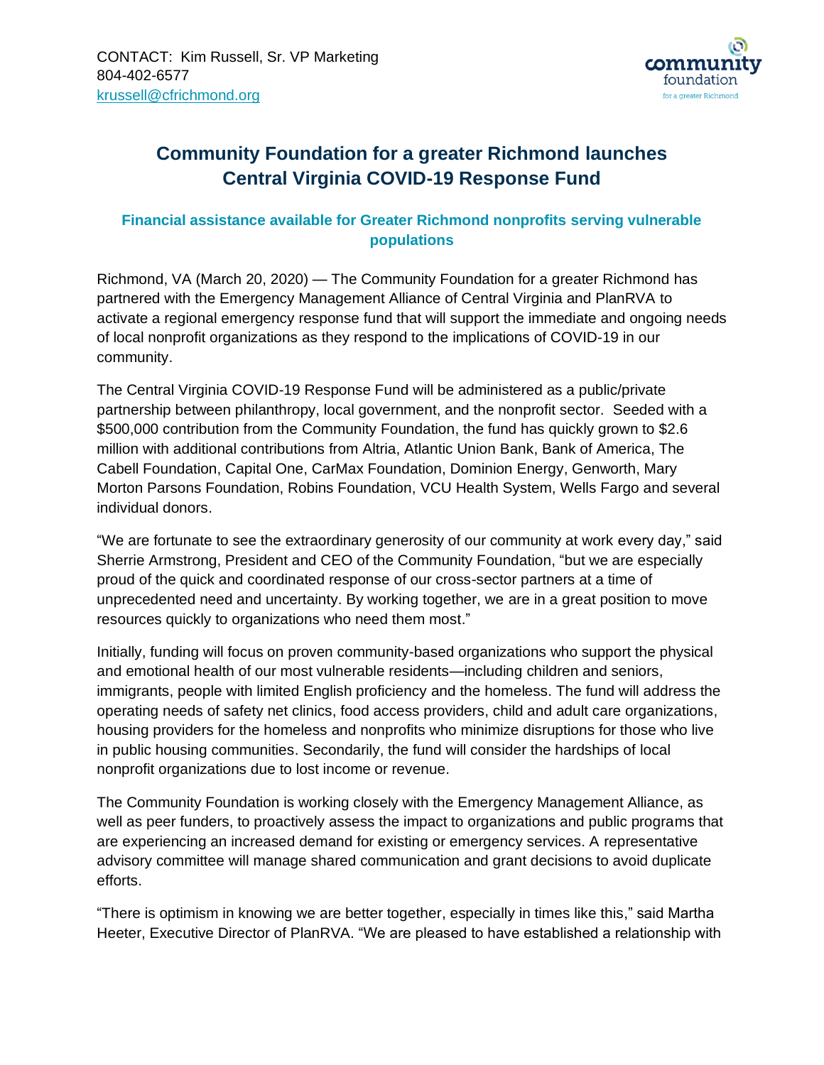CONTACT: Kim Russell, Sr. VP Marketing
804-402-6577
krussell@cfrichmond.org

community foundation for a greater Richmond

# Community Foundation for a greater Richmond launches Central Virginia COVID-19 Response Fund

### Financial assistance available for Greater Richmond nonprofits serving vulnerable populations

Richmond, VA (March 20, 2020) — The Community Foundation for a greater Richmond has partnered with the Emergency Management Alliance of Central Virginia and PlanRVA to activate a regional emergency response fund that will support the immediate and ongoing needs of local nonprofit organizations as they respond to the implications of COVID-19 in our community.

The Central Virginia COVID-19 Response Fund will be administered as a public/private partnership between philanthropy, local government, and the nonprofit sector. Seeded with a $500,000 contribution from the Community Foundation, the fund has quickly grown to $2.6 million with additional contributions from Altria, Atlantic Union Bank, Bank of America, The Cabell Foundation, Capital One, CarMax Foundation, Dominion Energy, Genworth, Mary Morton Parsons Foundation, Robins Foundation, VCU Health System, Wells Fargo and several individual donors.

"We are fortunate to see the extraordinary generosity of our community at work every day," said Sherrie Armstrong, President and CEO of the Community Foundation, "but we are especially proud of the quick and coordinated response of our cross-sector partners at a time of unprecedented need and uncertainty. By working together, we are in a great position to move resources quickly to organizations who need them most."

Initially, funding will focus on proven community-based organizations who support the physical and emotional health of our most vulnerable residents—including children and seniors, immigrants, people with limited English proficiency and the homeless. The fund will address the operating needs of safety net clinics, food access providers, child and adult care organizations, housing providers for the homeless and nonprofits who minimize disruptions for those who live in public housing communities. Secondarily, the fund will consider the hardships of local nonprofit organizations due to lost income or revenue.

The Community Foundation is working closely with the Emergency Management Alliance, as well as peer funders, to proactively assess the impact to organizations and public programs that are experiencing an increased demand for existing or emergency services. A representative advisory committee will manage shared communication and grant decisions to avoid duplicate efforts.

"There is optimism in knowing we are better together, especially in times like this," said Martha Heeter, Executive Director of PlanRVA. "We are pleased to have established a relationship with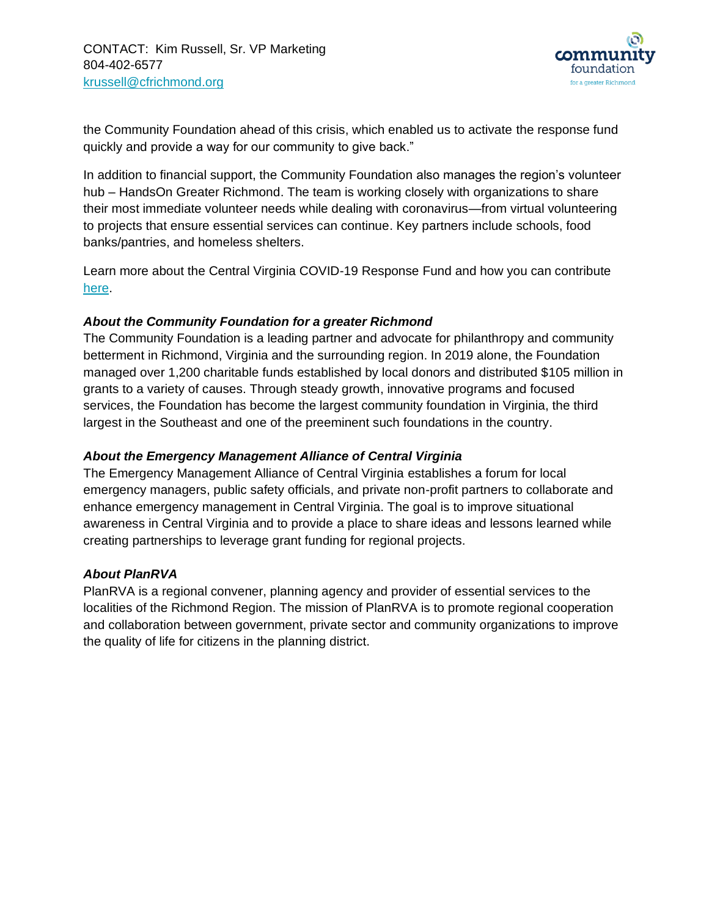CONTACT: Kim Russell, Sr. VP Marketing
804-402-6577
krussell@cfrichmond.org

the Community Foundation ahead of this crisis, which enabled us to activate the response fund quickly and provide a way for our community to give back."

In addition to financial support, the Community Foundation also manages the region's volunteer hub – HandsOn Greater Richmond. The team is working closely with organizations to share their most immediate volunteer needs while dealing with coronavirus—from virtual volunteering to projects that ensure essential services can continue. Key partners include schools, food banks/pantries, and homeless shelters.

Learn more about the Central Virginia COVID-19 Response Fund and how you can contribute here.

***About the Community Foundation for a greater Richmond***

The Community Foundation is a leading partner and advocate for philanthropy and community betterment in Richmond, Virginia and the surrounding region. In 2019 alone, the Foundation managed over 1,200 charitable funds established by local donors and distributed $105 million in grants to a variety of causes. Through steady growth, innovative programs and focused services, the Foundation has become the largest community foundation in Virginia, the third largest in the Southeast and one of the preeminent such foundations in the country.

***About the Emergency Management Alliance of Central Virginia***

The Emergency Management Alliance of Central Virginia establishes a forum for local emergency managers, public safety officials, and private non-profit partners to collaborate and enhance emergency management in Central Virginia. The goal is to improve situational awareness in Central Virginia and to provide a place to share ideas and lessons learned while creating partnerships to leverage grant funding for regional projects.

***About PlanRVA***

PlanRVA is a regional convener, planning agency and provider of essential services to the localities of the Richmond Region. The mission of PlanRVA is to promote regional cooperation and collaboration between government, private sector and community organizations to improve the quality of life for citizens in the planning district.